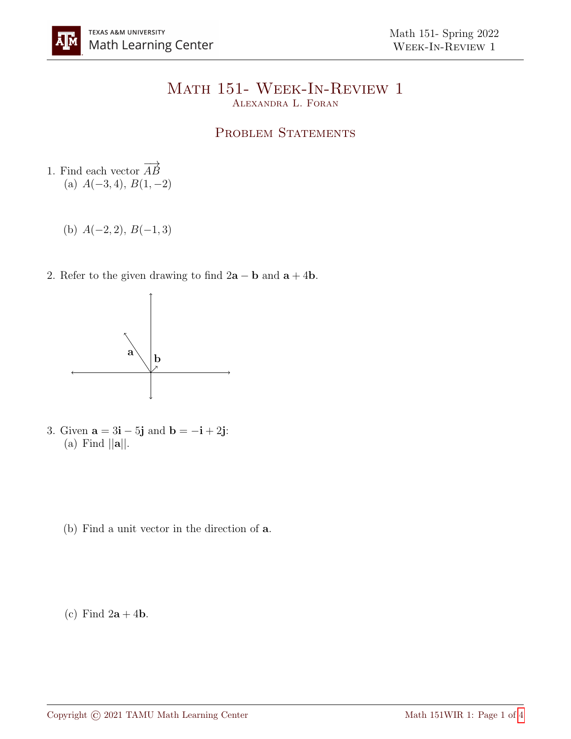# Math 151- Week-In-Review 1

Alexandra L. Foran

## Problem Statements

1. Find each vector $\overrightarrow{AB}$
   (a) $A(-3, 4)$, $B(1, -2)$

   (b) $A(-2, 2)$, $B(-1, 3)$

2. Refer to the given drawing to find $2\mathbf{a} - \mathbf{b}$ and $\mathbf{a} + 4\mathbf{b}$.

3. Given $\mathbf{a} = 3\mathbf{i} - 5\mathbf{j}$ and $\mathbf{b} = -\mathbf{i} + 2\mathbf{j}$:
   (a) Find $||\mathbf{a}||$.

   (b) Find a unit vector in the direction of $\mathbf{a}$.

   (c) Find $2\mathbf{a} + 4\mathbf{b}$.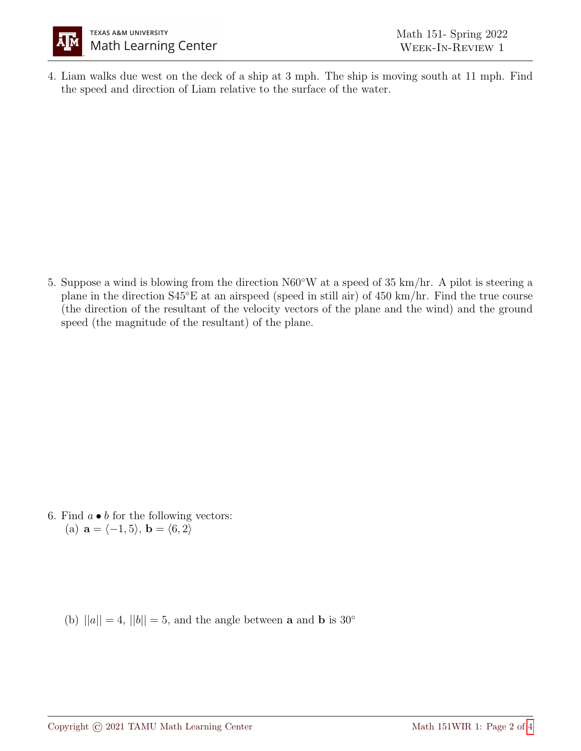4. Liam walks due west on the deck of a ship at 3 mph. The ship is moving south at 11 mph. Find the speed and direction of Liam relative to the surface of the water.

5. Suppose a wind is blowing from the direction N60°W at a speed of 35 km/hr. A pilot is steering a plane in the direction S45°E at an airspeed (speed in still air) of 450 km/hr. Find the true course (the direction of the resultant of the velocity vectors of the plane and the wind) and the ground speed (the magnitude of the resultant) of the plane.

6. Find $a \bullet b$ for the following vectors:

   (a) $\mathbf{a} = \langle -1, 5 \rangle$, $\mathbf{b} = \langle 6, 2 \rangle$

   (b) $||a|| = 4$, $||b|| = 5$, and the angle between $\mathbf{a}$ and $\mathbf{b}$ is $30^\circ$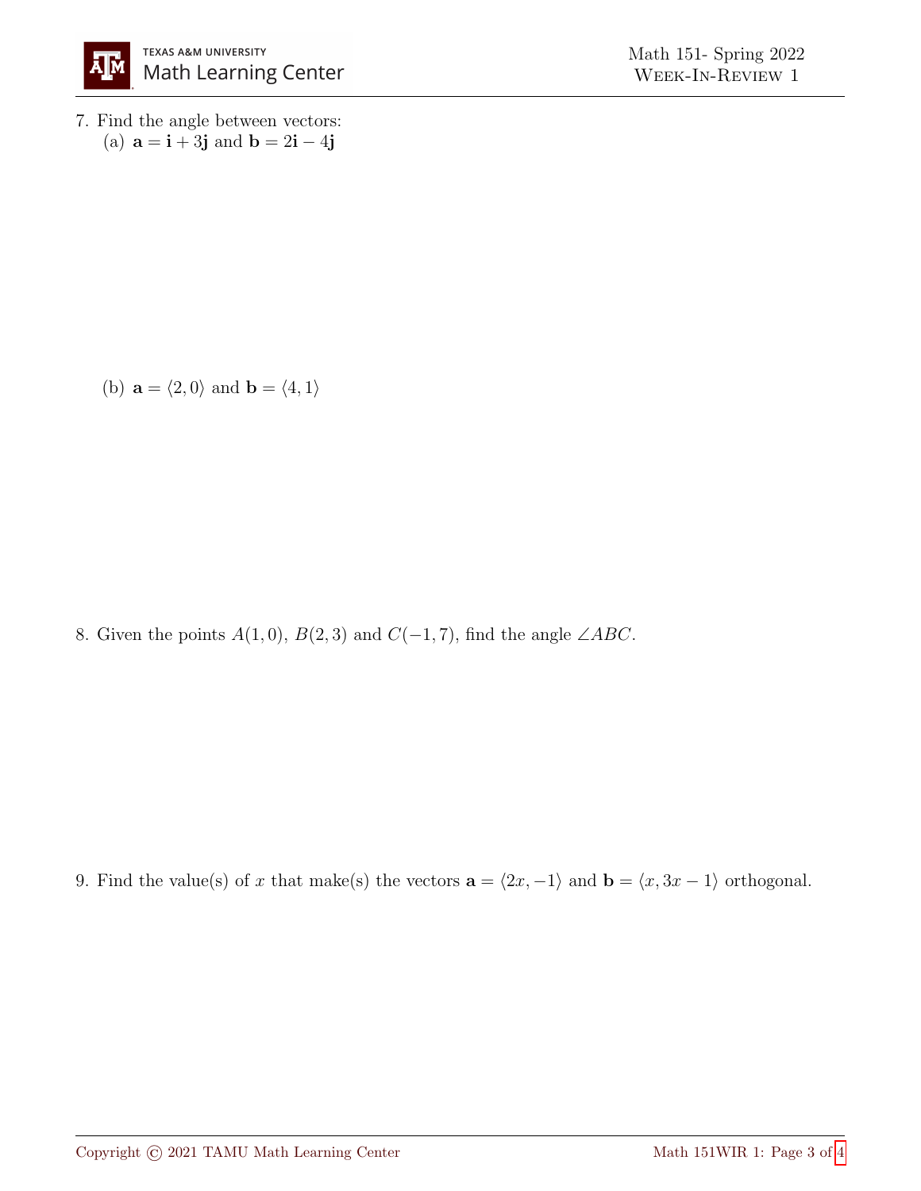7. Find the angle between vectors:

   (a) $\mathbf{a} = \mathbf{i} + 3\mathbf{j}$ and $\mathbf{b} = 2\mathbf{i} - 4\mathbf{j}$

   (b) $\mathbf{a} = \langle 2, 0 \rangle$ and $\mathbf{b} = \langle 4, 1 \rangle$

8. Given the points $A(1, 0)$, $B(2, 3)$ and $C(-1, 7)$, find the angle $\angle ABC$.

9. Find the value(s) of $x$ that make(s) the vectors $\mathbf{a} = \langle 2x, -1 \rangle$ and $\mathbf{b} = \langle x, 3x - 1 \rangle$ orthogonal.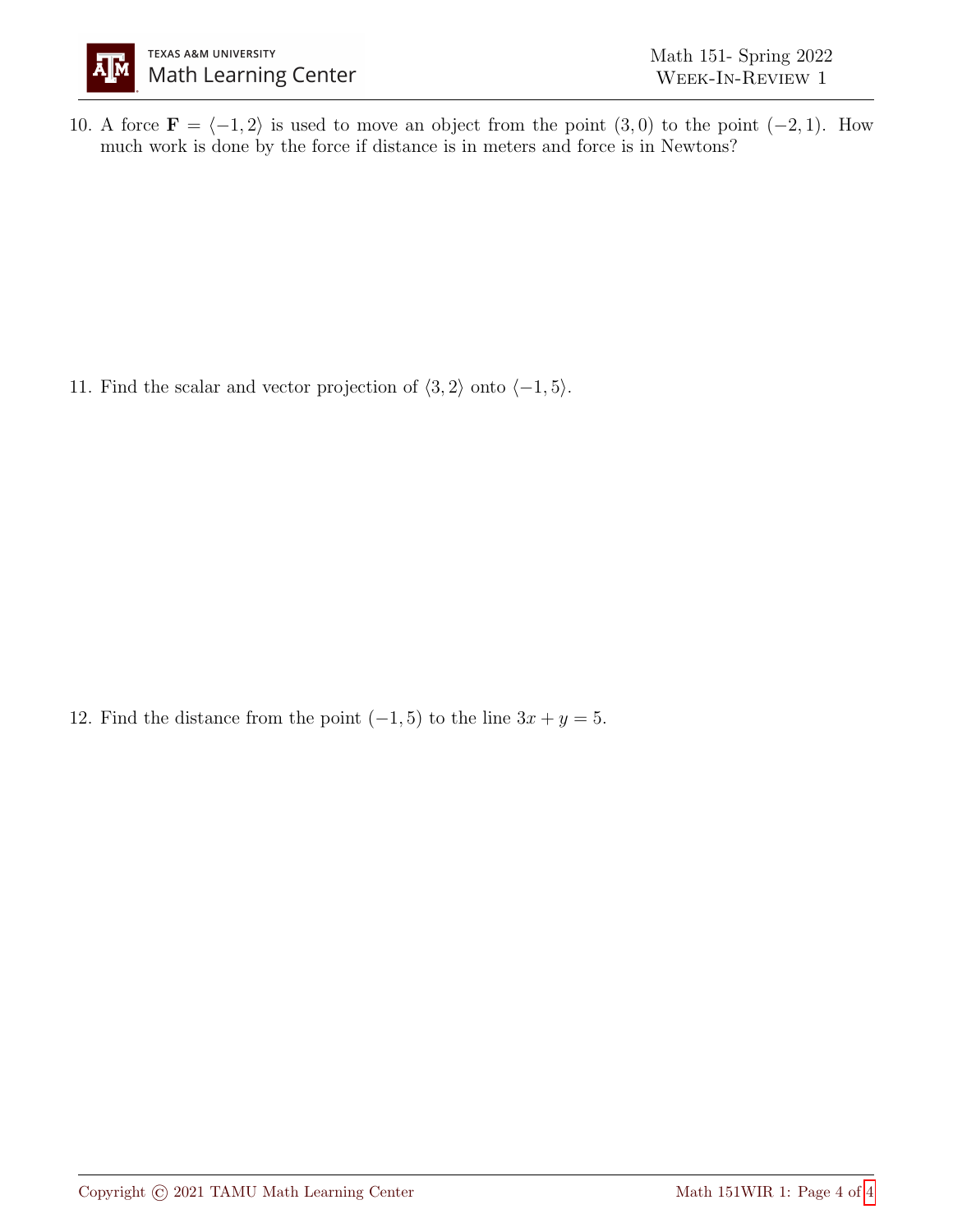10. A force $\mathbf{F} = \langle -1, 2 \rangle$ is used to move an object from the point $(3, 0)$ to the point $(-2, 1)$. How much work is done by the force if distance is in meters and force is in Newtons?

11. Find the scalar and vector projection of $\langle 3, 2 \rangle$ onto $\langle -1, 5 \rangle$.

12. Find the distance from the point $(-1, 5)$ to the line $3x + y = 5$.